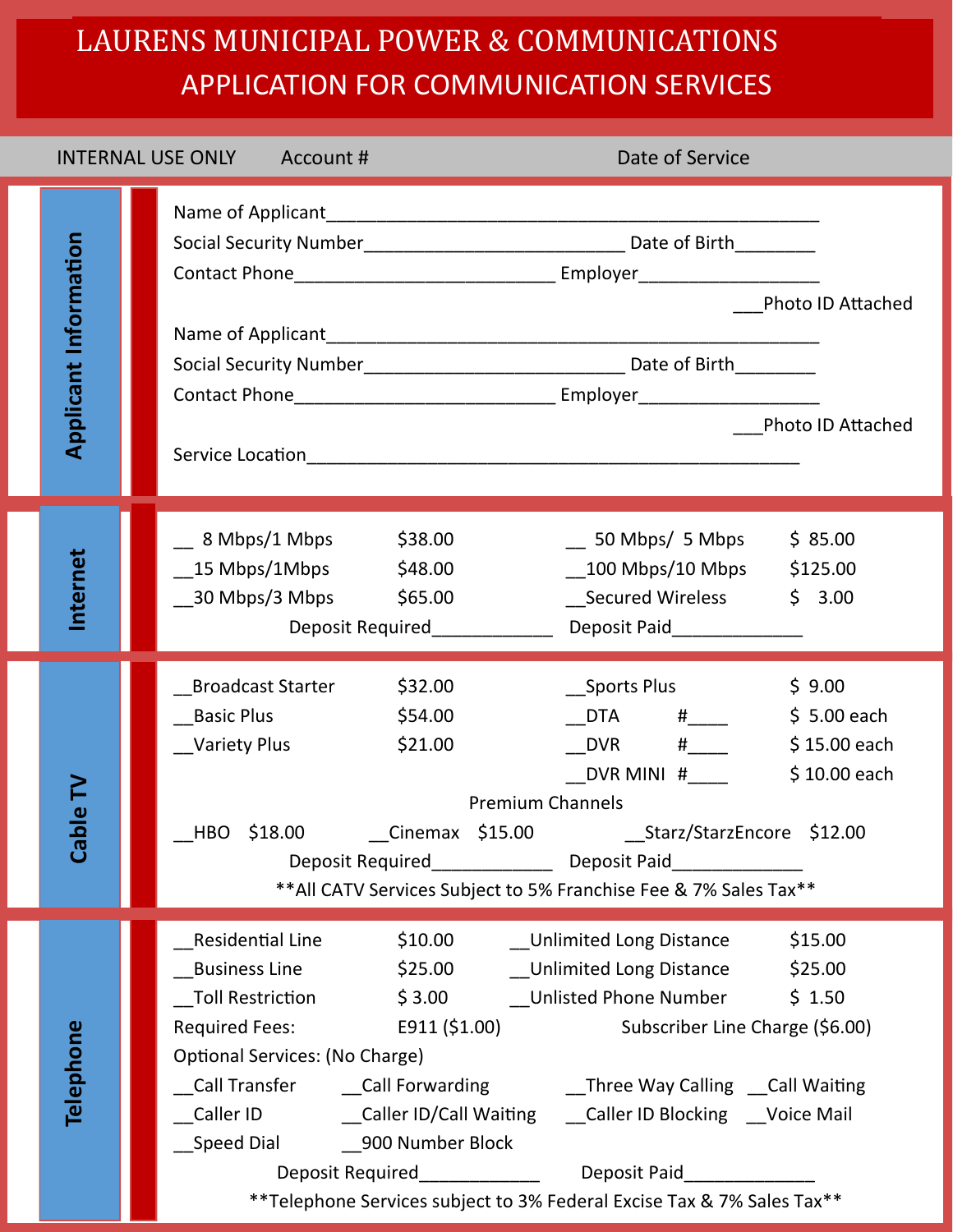# LAURENS MUNICIPAL POWER & COMMUNICATIONS
## APPLICATION FOR COMMUNICATION SERVICES

INTERNAL USE ONLY Account # Date of Service

## Applicant Information

Name of Applicant_______________________________________________

Social Security Number_________________________ Date of Birth________

Contact Phone_________________________ Employer__________________

___Photo ID Attached

Name of Applicant_______________________________________________

Social Security Number_________________________ Date of Birth________

Contact Phone_________________________ Employer__________________

___Photo ID Attached

Service Location_______________________________________________

## Internet

| | | | |
|---|---|---|---|
| __ 8 Mbps/1 Mbps | $38.00 | __ 50 Mbps/ 5 Mbps | $ 85.00 |
| __15 Mbps/1Mbps | $48.00 | __100 Mbps/10 Mbps | $125.00 |
| __30 Mbps/3 Mbps | $65.00 | __Secured Wireless | $ 3.00 |

Deposit Required____________ Deposit Paid_____________

## Cable TV

| | | | |
|---|---|---|---|
| __Broadcast Starter | $32.00 | __Sports Plus | $ 9.00 |
| __Basic Plus | $54.00 | __DTA #____ | $ 5.00 each |
| __Variety Plus | $21.00 | __DVR #____ | $ 15.00 each |
| | | __DVR MINI #____ | $ 10.00 each |

Premium Channels

__HBO $18.00 __Cinemax $15.00 __Starz/StarzEncore $12.00

Deposit Required____________ Deposit Paid_____________

**All CATV Services Subject to 5% Franchise Fee & 7% Sales Tax**

## Telephone

| | | | |
|---|---|---|---|
| __Residential Line | $10.00 | __Unlimited Long Distance | $15.00 |
| __Business Line | $25.00 | __Unlimited Long Distance | $25.00 |
| __Toll Restriction | $ 3.00 | __Unlisted Phone Number | $ 1.50 |

Required Fees: E911 ($1.00) Subscriber Line Charge ($6.00)

Optional Services: (No Charge)

__Call Transfer __Call Forwarding __Three Way Calling __Call Waiting

__Caller ID __Caller ID/Call Waiting __Caller ID Blocking __Voice Mail

__Speed Dial __900 Number Block

Deposit Required____________ Deposit Paid_____________

**Telephone Services subject to 3% Federal Excise Tax & 7% Sales Tax**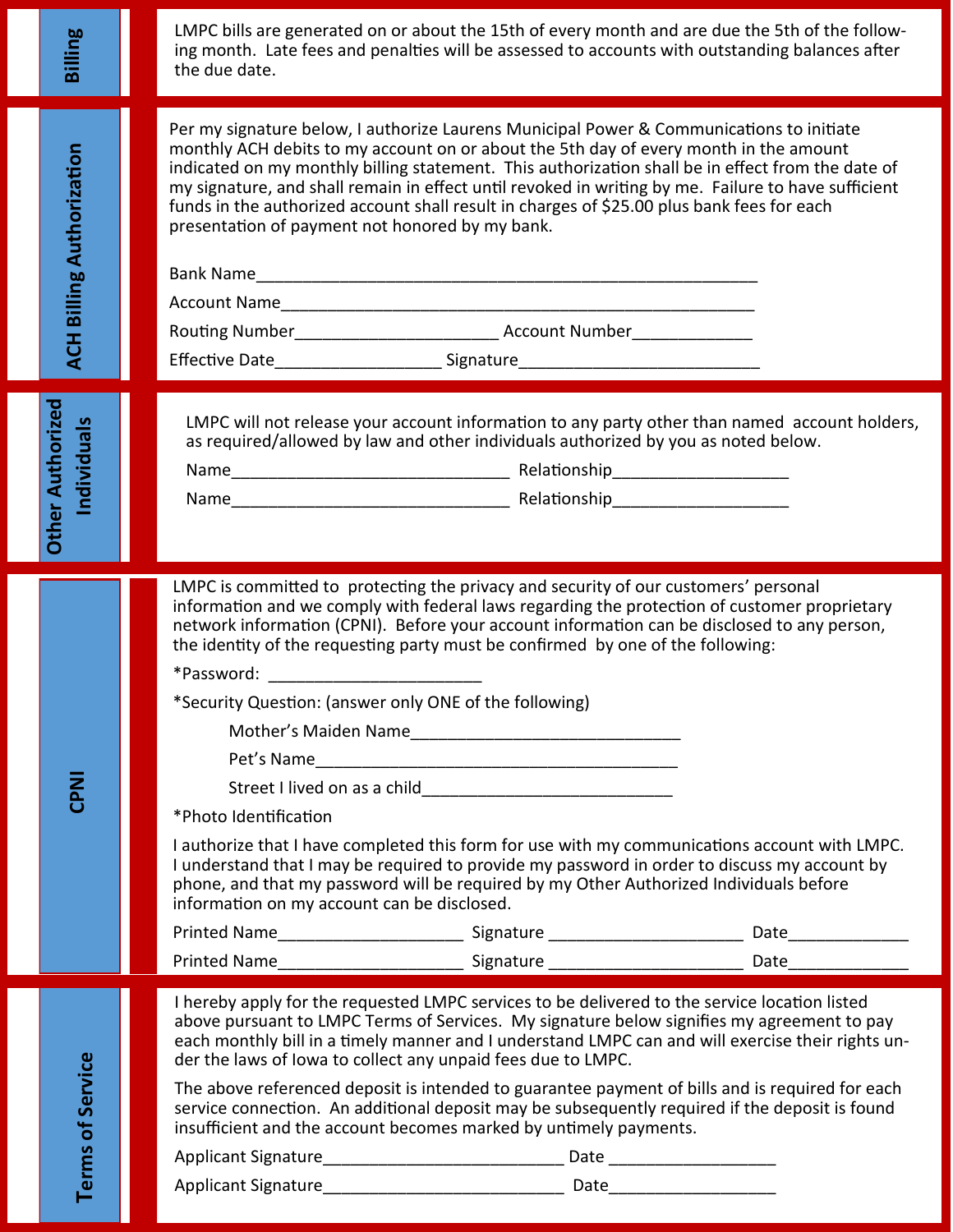## Billing

LMPC bills are generated on or about the 15th of every month and are due the 5th of the following month. Late fees and penalties will be assessed to accounts with outstanding balances after the due date.

## ACH Billing Authorization

Per my signature below, I authorize Laurens Municipal Power & Communications to initiate monthly ACH debits to my account on or about the 5th day of every month in the amount indicated on my monthly billing statement. This authorization shall be in effect from the date of my signature, and shall remain in effect until revoked in writing by me. Failure to have sufficient funds in the authorized account shall result in charges of $25.00 plus bank fees for each presentation of payment not honored by my bank.

Bank Name_______________________________________________________

Account Name____________________________________________________

Routing Number______________________ Account Number_____________

Effective Date__________________ Signature__________________________

## Other Authorized Individuals

LMPC will not release your account information to any party other than named account holders, as required/allowed by law and other individuals authorized by you as noted below.

Name______________________________ Relationship___________________

Name______________________________ Relationship___________________

## CPNI

LMPC is committed to protecting the privacy and security of our customers' personal information and we comply with federal laws regarding the protection of customer proprietary network information (CPNI). Before your account information can be disclosed to any person, the identity of the requesting party must be confirmed by one of the following:

*Password: _______________________

*Security Question: (answer only ONE of the following)

Mother's Maiden Name_____________________________

Pet's Name_______________________________________

Street I lived on as a child___________________________

*Photo Identification

I authorize that I have completed this form for use with my communications account with LMPC. I understand that I may be required to provide my password in order to discuss my account by phone, and that my password will be required by my Other Authorized Individuals before information on my account can be disclosed.

Printed Name___________________ Signature _____________________ Date_____________

Printed Name___________________ Signature _____________________ Date_____________

## Terms of Service

I hereby apply for the requested LMPC services to be delivered to the service location listed above pursuant to LMPC Terms of Services. My signature below signifies my agreement to pay each monthly bill in a timely manner and I understand LMPC can and will exercise their rights under the laws of Iowa to collect any unpaid fees due to LMPC.

The above referenced deposit is intended to guarantee payment of bills and is required for each service connection. An additional deposit may be subsequently required if the deposit is found insufficient and the account becomes marked by untimely payments.

Applicant Signature__________________________ Date __________________

Applicant Signature__________________________ Date__________________